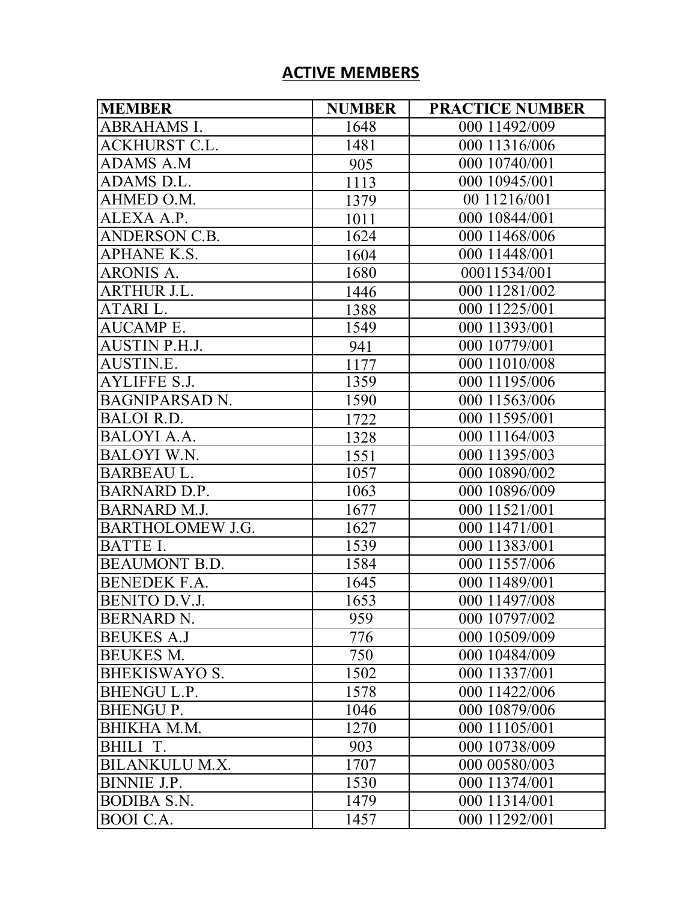## ACTIVE MEMBERS

| MEMBER | NUMBER | PRACTICE NUMBER |
|---|---|---|
| ABRAHAMS I. | 1648 | 000 11492/009 |
| ACKHURST C.L. | 1481 | 000 11316/006 |
| ADAMS A.M | 905 | 000 10740/001 |
| ADAMS D.L. | 1113 | 000 10945/001 |
| AHMED O.M. | 1379 | 00 11216/001 |
| ALEXA A.P. | 1011 | 000 10844/001 |
| ANDERSON C.B. | 1624 | 000 11468/006 |
| APHANE K.S. | 1604 | 000 11448/001 |
| ARONIS A. | 1680 | 00011534/001 |
| ARTHUR J.L. | 1446 | 000 11281/002 |
| ATARI L. | 1388 | 000 11225/001 |
| AUCAMP E. | 1549 | 000 11393/001 |
| AUSTIN P.H.J. | 941 | 000 10779/001 |
| AUSTIN.E. | 1177 | 000 11010/008 |
| AYLIFFE S.J. | 1359 | 000 11195/006 |
| BAGNIPARSAD N. | 1590 | 000 11563/006 |
| BALOI R.D. | 1722 | 000 11595/001 |
| BALOYI A.A. | 1328 | 000 11164/003 |
| BALOYI W.N. | 1551 | 000 11395/003 |
| BARBEAU L. | 1057 | 000 10890/002 |
| BARNARD D.P. | 1063 | 000 10896/009 |
| BARNARD M.J. | 1677 | 000 11521/001 |
| BARTHOLOMEW J.G. | 1627 | 000 11471/001 |
| BATTE I. | 1539 | 000 11383/001 |
| BEAUMONT B.D. | 1584 | 000 11557/006 |
| BENEDEK F.A. | 1645 | 000 11489/001 |
| BENITO D.V.J. | 1653 | 000 11497/008 |
| BERNARD N. | 959 | 000 10797/002 |
| BEUKES A.J | 776 | 000 10509/009 |
| BEUKES M. | 750 | 000 10484/009 |
| BHEKISWAYO S. | 1502 | 000 11337/001 |
| BHENGU L.P. | 1578 | 000 11422/006 |
| BHENGU P. | 1046 | 000 10879/006 |
| BHIKHA M.M. | 1270 | 000 11105/001 |
| BHILI T. | 903 | 000 10738/009 |
| BILANKULU M.X. | 1707 | 000 00580/003 |
| BINNIE J.P. | 1530 | 000 11374/001 |
| BODIBA S.N. | 1479 | 000 11314/001 |
| BOOI C.A. | 1457 | 000 11292/001 |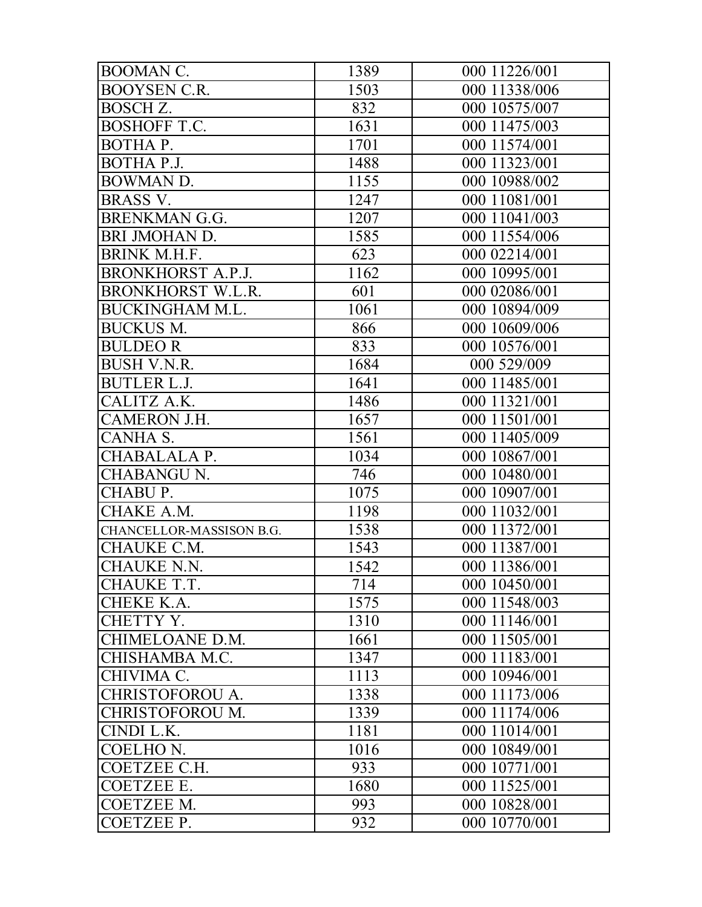| BOOMAN C. | 1389 | 000 11226/001 |
|---|---|---|
| BOOYSEN C.R. | 1503 | 000 11338/006 |
| BOSCH Z. | 832 | 000 10575/007 |
| BOSHOFF T.C. | 1631 | 000 11475/003 |
| BOTHA P. | 1701 | 000 11574/001 |
| BOTHA P.J. | 1488 | 000 11323/001 |
| BOWMAN D. | 1155 | 000 10988/002 |
| BRASS V. | 1247 | 000 11081/001 |
| BRENKMAN G.G. | 1207 | 000 11041/003 |
| BRI JMOHAN D. | 1585 | 000 11554/006 |
| BRINK M.H.F. | 623 | 000 02214/001 |
| BRONKHORST A.P.J. | 1162 | 000 10995/001 |
| BRONKHORST W.L.R. | 601 | 000 02086/001 |
| BUCKINGHAM M.L. | 1061 | 000 10894/009 |
| BUCKUS M. | 866 | 000 10609/006 |
| BULDEO R | 833 | 000 10576/001 |
| BUSH V.N.R. | 1684 | 000 529/009 |
| BUTLER L.J. | 1641 | 000 11485/001 |
| CALITZ A.K. | 1486 | 000 11321/001 |
| CAMERON J.H. | 1657 | 000 11501/001 |
| CANHA S. | 1561 | 000 11405/009 |
| CHABALALA P. | 1034 | 000 10867/001 |
| CHABANGU N. | 746 | 000 10480/001 |
| CHABU P. | 1075 | 000 10907/001 |
| CHAKE A.M. | 1198 | 000 11032/001 |
| CHANCELLOR-MASSISON B.G. | 1538 | 000 11372/001 |
| CHAUKE C.M. | 1543 | 000 11387/001 |
| CHAUKE N.N. | 1542 | 000 11386/001 |
| CHAUKE T.T. | 714 | 000 10450/001 |
| CHEKE K.A. | 1575 | 000 11548/003 |
| CHETTY Y. | 1310 | 000 11146/001 |
| CHIMELOANE D.M. | 1661 | 000 11505/001 |
| CHISHAMBA M.C. | 1347 | 000 11183/001 |
| CHIVIMA C. | 1113 | 000 10946/001 |
| CHRISTOFOROU A. | 1338 | 000 11173/006 |
| CHRISTOFOROU M. | 1339 | 000 11174/006 |
| CINDI L.K. | 1181 | 000 11014/001 |
| COELHO N. | 1016 | 000 10849/001 |
| COETZEE C.H. | 933 | 000 10771/001 |
| COETZEE E. | 1680 | 000 11525/001 |
| COETZEE M. | 993 | 000 10828/001 |
| COETZEE P. | 932 | 000 10770/001 |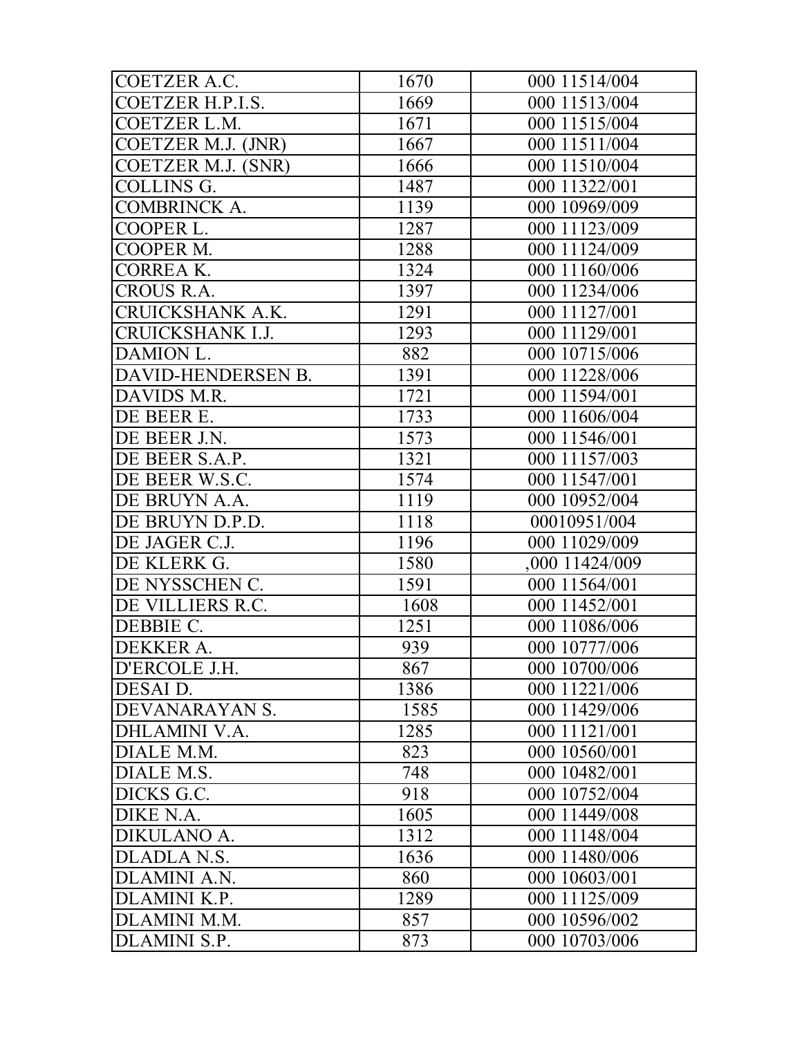| COETZER A.C. | 1670 | 000 11514/004 |
|---|---|---|
| COETZER H.P.I.S. | 1669 | 000 11513/004 |
| COETZER L.M. | 1671 | 000 11515/004 |
| COETZER M.J. (JNR) | 1667 | 000 11511/004 |
| COETZER M.J. (SNR) | 1666 | 000 11510/004 |
| COLLINS G. | 1487 | 000 11322/001 |
| COMBRINCK A. | 1139 | 000 10969/009 |
| COOPER L. | 1287 | 000 11123/009 |
| COOPER M. | 1288 | 000 11124/009 |
| CORREA K. | 1324 | 000 11160/006 |
| CROUS R.A. | 1397 | 000 11234/006 |
| CRUICKSHANK A.K. | 1291 | 000 11127/001 |
| CRUICKSHANK I.J. | 1293 | 000 11129/001 |
| DAMION L. | 882 | 000 10715/006 |
| DAVID-HENDERSEN B. | 1391 | 000 11228/006 |
| DAVIDS M.R. | 1721 | 000 11594/001 |
| DE BEER E. | 1733 | 000 11606/004 |
| DE BEER J.N. | 1573 | 000 11546/001 |
| DE BEER S.A.P. | 1321 | 000 11157/003 |
| DE BEER W.S.C. | 1574 | 000 11547/001 |
| DE BRUYN A.A. | 1119 | 000 10952/004 |
| DE BRUYN D.P.D. | 1118 | 00010951/004 |
| DE JAGER C.J. | 1196 | 000 11029/009 |
| DE KLERK G. | 1580 | ,000 11424/009 |
| DE NYSSCHEN C. | 1591 | 000 11564/001 |
| DE VILLIERS R.C. | 1608 | 000 11452/001 |
| DEBBIE C. | 1251 | 000 11086/006 |
| DEKKER A. | 939 | 000 10777/006 |
| D'ERCOLE J.H. | 867 | 000 10700/006 |
| DESAI D. | 1386 | 000 11221/006 |
| DEVANARAYAN S. | 1585 | 000 11429/006 |
| DHLAMINI V.A. | 1285 | 000 11121/001 |
| DIALE M.M. | 823 | 000 10560/001 |
| DIALE M.S. | 748 | 000 10482/001 |
| DICKS G.C. | 918 | 000 10752/004 |
| DIKE N.A. | 1605 | 000 11449/008 |
| DIKULANO A. | 1312 | 000 11148/004 |
| DLADLA N.S. | 1636 | 000 11480/006 |
| DLAMINI A.N. | 860 | 000 10603/001 |
| DLAMINI K.P. | 1289 | 000 11125/009 |
| DLAMINI M.M. | 857 | 000 10596/002 |
| DLAMINI S.P. | 873 | 000 10703/006 |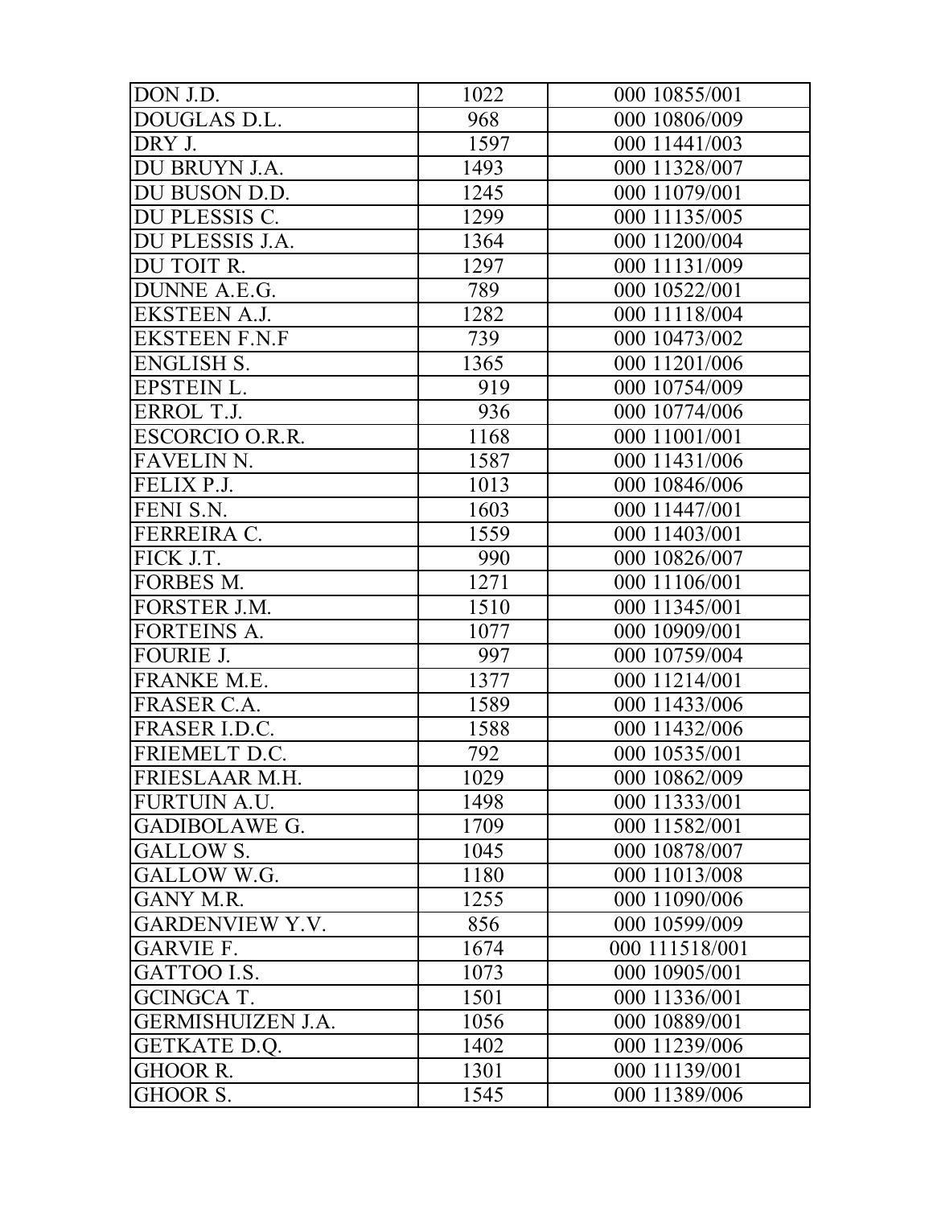| DON J.D. | 1022 | 000 10855/001 |
|---|---|---|
| DOUGLAS D.L. | 968 | 000 10806/009 |
| DRY J. | 1597 | 000 11441/003 |
| DU BRUYN J.A. | 1493 | 000 11328/007 |
| DU BUSON D.D. | 1245 | 000 11079/001 |
| DU PLESSIS C. | 1299 | 000 11135/005 |
| DU PLESSIS J.A. | 1364 | 000 11200/004 |
| DU TOIT R. | 1297 | 000 11131/009 |
| DUNNE A.E.G. | 789 | 000 10522/001 |
| EKSTEEN A.J. | 1282 | 000 11118/004 |
| EKSTEEN F.N.F | 739 | 000 10473/002 |
| ENGLISH S. | 1365 | 000 11201/006 |
| EPSTEIN L. | 919 | 000 10754/009 |
| ERROL T.J. | 936 | 000 10774/006 |
| ESCORCIO O.R.R. | 1168 | 000 11001/001 |
| FAVELIN N. | 1587 | 000 11431/006 |
| FELIX P.J. | 1013 | 000 10846/006 |
| FENI S.N. | 1603 | 000 11447/001 |
| FERREIRA C. | 1559 | 000 11403/001 |
| FICK J.T. | 990 | 000 10826/007 |
| FORBES M. | 1271 | 000 11106/001 |
| FORSTER J.M. | 1510 | 000 11345/001 |
| FORTEINS A. | 1077 | 000 10909/001 |
| FOURIE J. | 997 | 000 10759/004 |
| FRANKE M.E. | 1377 | 000 11214/001 |
| FRASER C.A. | 1589 | 000 11433/006 |
| FRASER I.D.C. | 1588 | 000 11432/006 |
| FRIEMELT D.C. | 792 | 000 10535/001 |
| FRIESLAAR M.H. | 1029 | 000 10862/009 |
| FURTUIN A.U. | 1498 | 000 11333/001 |
| GADIBOLAWE G. | 1709 | 000 11582/001 |
| GALLOW S. | 1045 | 000 10878/007 |
| GALLOW W.G. | 1180 | 000 11013/008 |
| GANY M.R. | 1255 | 000 11090/006 |
| GARDENVIEW Y.V. | 856 | 000 10599/009 |
| GARVIE F. | 1674 | 000 111518/001 |
| GATTOO I.S. | 1073 | 000 10905/001 |
| GCINGCA T. | 1501 | 000 11336/001 |
| GERMISHUIZEN J.A. | 1056 | 000 10889/001 |
| GETKATE D.Q. | 1402 | 000 11239/006 |
| GHOOR R. | 1301 | 000 11139/001 |
| GHOOR S. | 1545 | 000 11389/006 |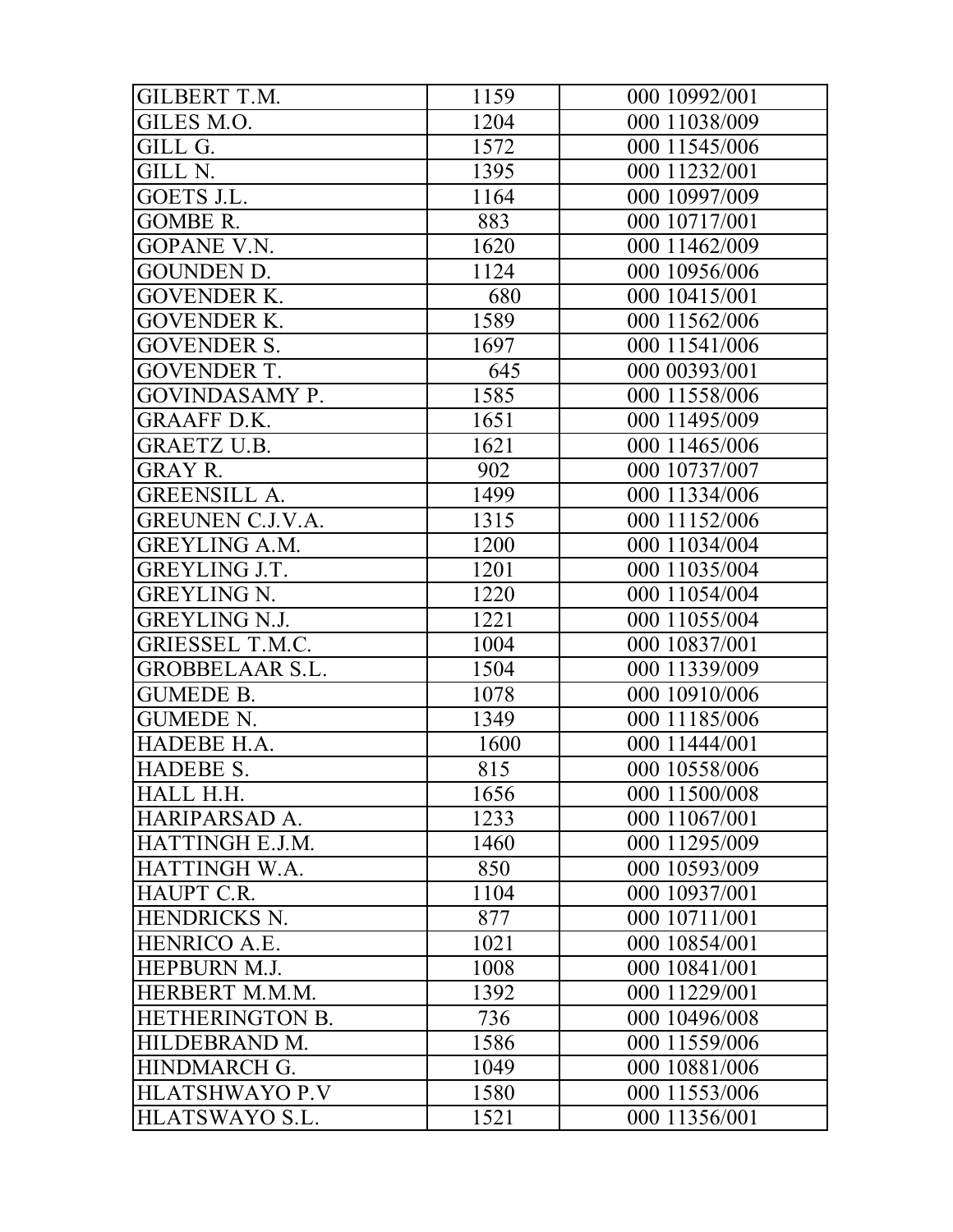| GILBERT T.M. | 1159 | 000 10992/001 |
|---|---|---|
| GILES M.O. | 1204 | 000 11038/009 |
| GILL G. | 1572 | 000 11545/006 |
| GILL N. | 1395 | 000 11232/001 |
| GOETS J.L. | 1164 | 000 10997/009 |
| GOMBE R. | 883 | 000 10717/001 |
| GOPANE V.N. | 1620 | 000 11462/009 |
| GOUNDEN D. | 1124 | 000 10956/006 |
| GOVENDER K. | 680 | 000 10415/001 |
| GOVENDER K. | 1589 | 000 11562/006 |
| GOVENDER S. | 1697 | 000 11541/006 |
| GOVENDER T. | 645 | 000 00393/001 |
| GOVINDASAMY P. | 1585 | 000 11558/006 |
| GRAAFF D.K. | 1651 | 000 11495/009 |
| GRAETZ U.B. | 1621 | 000 11465/006 |
| GRAY R. | 902 | 000 10737/007 |
| GREENSILL A. | 1499 | 000 11334/006 |
| GREUNEN C.J.V.A. | 1315 | 000 11152/006 |
| GREYLING A.M. | 1200 | 000 11034/004 |
| GREYLING J.T. | 1201 | 000 11035/004 |
| GREYLING N. | 1220 | 000 11054/004 |
| GREYLING N.J. | 1221 | 000 11055/004 |
| GRIESSEL T.M.C. | 1004 | 000 10837/001 |
| GROBBELAAR S.L. | 1504 | 000 11339/009 |
| GUMEDE B. | 1078 | 000 10910/006 |
| GUMEDE N. | 1349 | 000 11185/006 |
| HADEBE H.A. | 1600 | 000 11444/001 |
| HADEBE S. | 815 | 000 10558/006 |
| HALL H.H. | 1656 | 000 11500/008 |
| HARIPARSAD A. | 1233 | 000 11067/001 |
| HATTINGH E.J.M. | 1460 | 000 11295/009 |
| HATTINGH W.A. | 850 | 000 10593/009 |
| HAUPT C.R. | 1104 | 000 10937/001 |
| HENDRICKS N. | 877 | 000 10711/001 |
| HENRICO A.E. | 1021 | 000 10854/001 |
| HEPBURN M.J. | 1008 | 000 10841/001 |
| HERBERT M.M.M. | 1392 | 000 11229/001 |
| HETHERINGTON B. | 736 | 000 10496/008 |
| HILDEBRAND M. | 1586 | 000 11559/006 |
| HINDMARCH G. | 1049 | 000 10881/006 |
| HLATSHWAYO P.V | 1580 | 000 11553/006 |
| HLATSWAYO S.L. | 1521 | 000 11356/001 |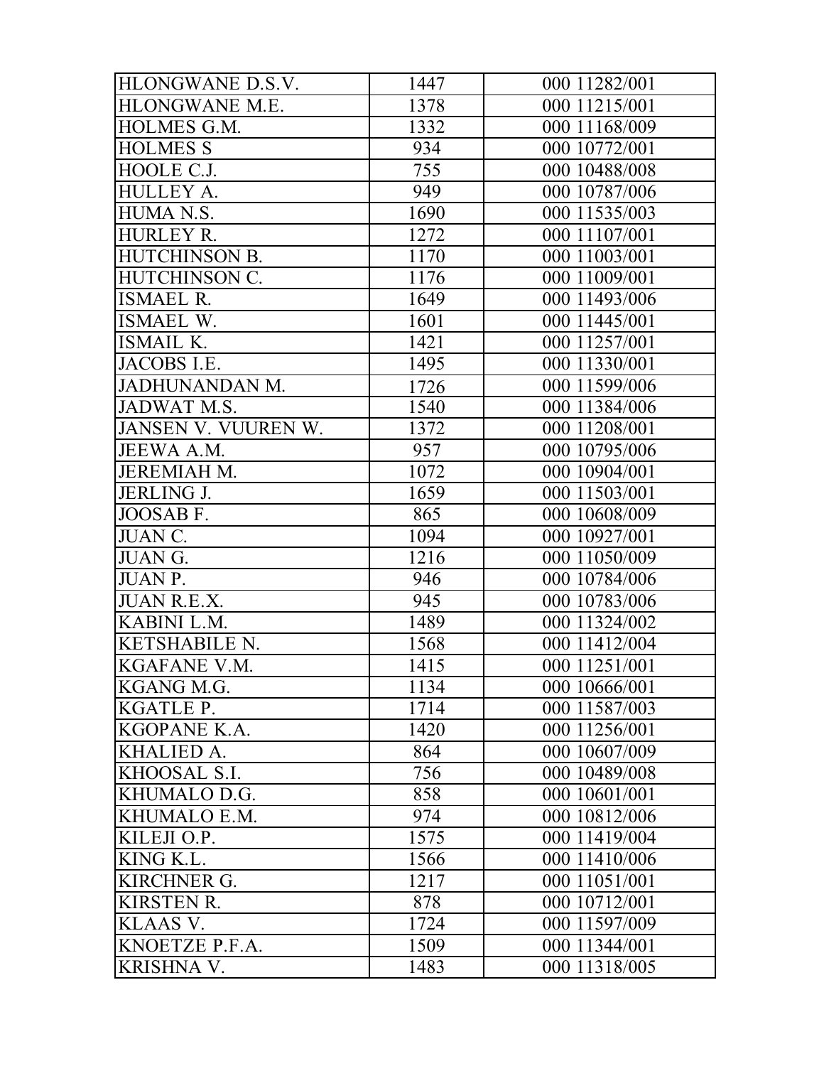| HLONGWANE D.S.V. | 1447 | 000 11282/001 |
|---|---|---|
| HLONGWANE M.E. | 1378 | 000 11215/001 |
| HOLMES G.M. | 1332 | 000 11168/009 |
| HOLMES S | 934 | 000 10772/001 |
| HOOLE C.J. | 755 | 000 10488/008 |
| HULLEY A. | 949 | 000 10787/006 |
| HUMA N.S. | 1690 | 000 11535/003 |
| HURLEY R. | 1272 | 000 11107/001 |
| HUTCHINSON B. | 1170 | 000 11003/001 |
| HUTCHINSON C. | 1176 | 000 11009/001 |
| ISMAEL R. | 1649 | 000 11493/006 |
| ISMAEL W. | 1601 | 000 11445/001 |
| ISMAIL K. | 1421 | 000 11257/001 |
| JACOBS I.E. | 1495 | 000 11330/001 |
| JADHUNANDAN M. | 1726 | 000 11599/006 |
| JADWAT M.S. | 1540 | 000 11384/006 |
| JANSEN V. VUUREN W. | 1372 | 000 11208/001 |
| JEEWA A.M. | 957 | 000 10795/006 |
| JEREMIAH M. | 1072 | 000 10904/001 |
| JERLING J. | 1659 | 000 11503/001 |
| JOOSAB F. | 865 | 000 10608/009 |
| JUAN C. | 1094 | 000 10927/001 |
| JUAN G. | 1216 | 000 11050/009 |
| JUAN P. | 946 | 000 10784/006 |
| JUAN R.E.X. | 945 | 000 10783/006 |
| KABINI L.M. | 1489 | 000 11324/002 |
| KETSHABILE N. | 1568 | 000 11412/004 |
| KGAFANE V.M. | 1415 | 000 11251/001 |
| KGANG M.G. | 1134 | 000 10666/001 |
| KGATLE P. | 1714 | 000 11587/003 |
| KGOPANE K.A. | 1420 | 000 11256/001 |
| KHALIED A. | 864 | 000 10607/009 |
| KHOOSAL S.I. | 756 | 000 10489/008 |
| KHUMALO D.G. | 858 | 000 10601/001 |
| KHUMALO E.M. | 974 | 000 10812/006 |
| KILEJI O.P. | 1575 | 000 11419/004 |
| KING K.L. | 1566 | 000 11410/006 |
| KIRCHNER G. | 1217 | 000 11051/001 |
| KIRSTEN R. | 878 | 000 10712/001 |
| KLAAS V. | 1724 | 000 11597/009 |
| KNOETZE P.F.A. | 1509 | 000 11344/001 |
| KRISHNA V. | 1483 | 000 11318/005 |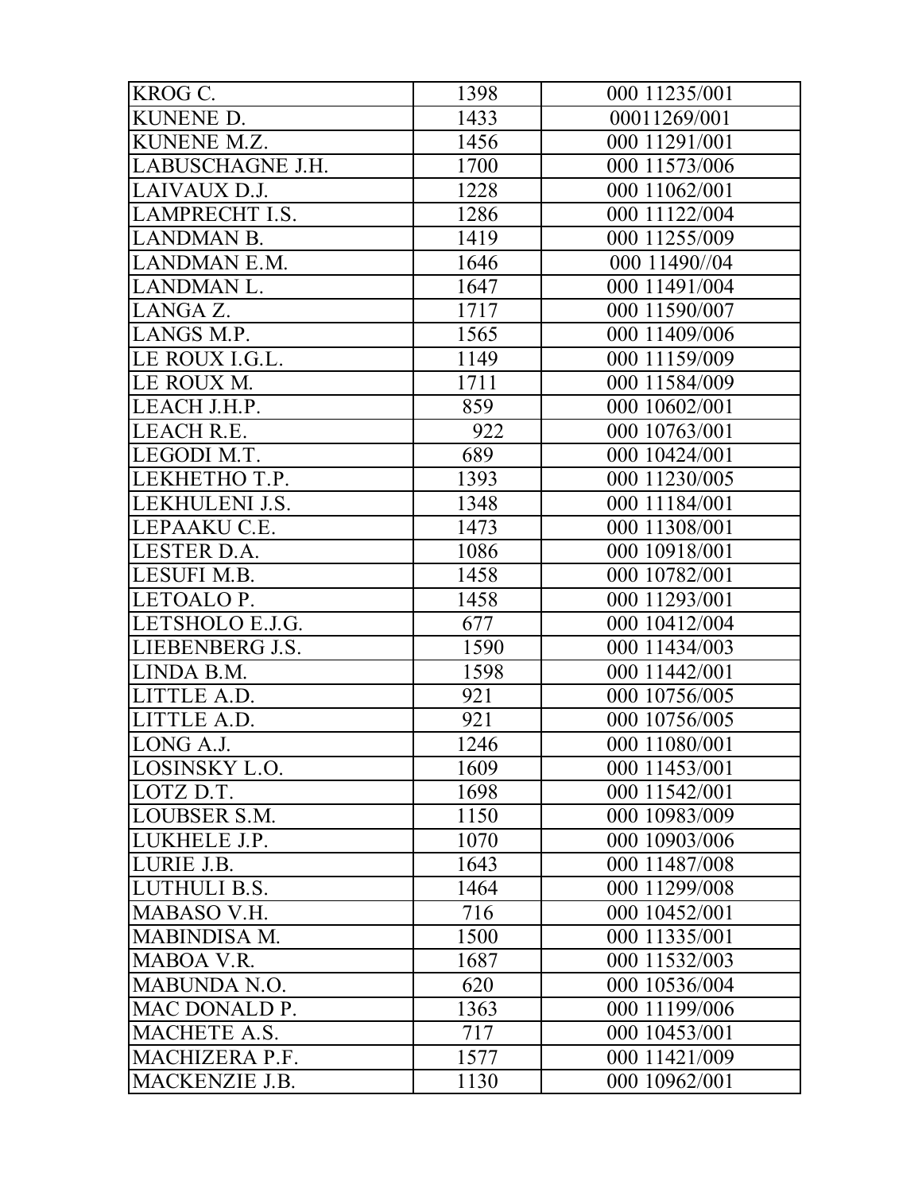| KROG C. | 1398 | 000 11235/001 |
|---|---|---|
| KUNENE D. | 1433 | 00011269/001 |
| KUNENE M.Z. | 1456 | 000 11291/001 |
| LABUSCHAGNE J.H. | 1700 | 000 11573/006 |
| LAIVAUX D.J. | 1228 | 000 11062/001 |
| LAMPRECHT I.S. | 1286 | 000 11122/004 |
| LANDMAN B. | 1419 | 000 11255/009 |
| LANDMAN E.M. | 1646 | 000 11490//04 |
| LANDMAN L. | 1647 | 000 11491/004 |
| LANGA Z. | 1717 | 000 11590/007 |
| LANGS M.P. | 1565 | 000 11409/006 |
| LE ROUX I.G.L. | 1149 | 000 11159/009 |
| LE ROUX M. | 1711 | 000 11584/009 |
| LEACH J.H.P. | 859 | 000 10602/001 |
| LEACH R.E. | 922 | 000 10763/001 |
| LEGODI M.T. | 689 | 000 10424/001 |
| LEKHETHO T.P. | 1393 | 000 11230/005 |
| LEKHULENI J.S. | 1348 | 000 11184/001 |
| LEPAAKU C.E. | 1473 | 000 11308/001 |
| LESTER D.A. | 1086 | 000 10918/001 |
| LESUFI M.B. | 1458 | 000 10782/001 |
| LETOALO P. | 1458 | 000 11293/001 |
| LETSHOLO E.J.G. | 677 | 000 10412/004 |
| LIEBENBERG J.S. | 1590 | 000 11434/003 |
| LINDA B.M. | 1598 | 000 11442/001 |
| LITTLE A.D. | 921 | 000 10756/005 |
| LITTLE A.D. | 921 | 000 10756/005 |
| LONG A.J. | 1246 | 000 11080/001 |
| LOSINSKY L.O. | 1609 | 000 11453/001 |
| LOTZ D.T. | 1698 | 000 11542/001 |
| LOUBSER S.M. | 1150 | 000 10983/009 |
| LUKHELE J.P. | 1070 | 000 10903/006 |
| LURIE J.B. | 1643 | 000 11487/008 |
| LUTHULI B.S. | 1464 | 000 11299/008 |
| MABASO V.H. | 716 | 000 10452/001 |
| MABINDISA M. | 1500 | 000 11335/001 |
| MABOA V.R. | 1687 | 000 11532/003 |
| MABUNDA N.O. | 620 | 000 10536/004 |
| MAC DONALD P. | 1363 | 000 11199/006 |
| MACHETE A.S. | 717 | 000 10453/001 |
| MACHIZERA P.F. | 1577 | 000 11421/009 |
| MACKENZIE J.B. | 1130 | 000 10962/001 |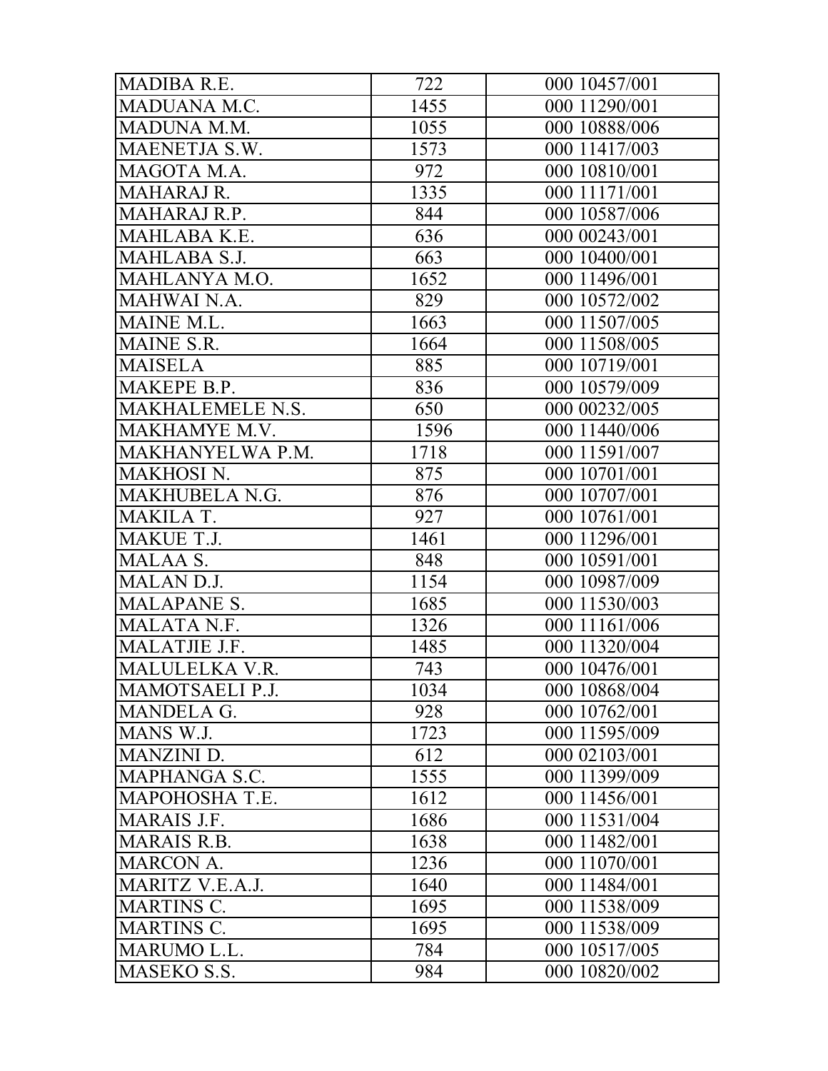| MADIBA R.E. | 722 | 000 10457/001 |
|---|---|---|
| MADUANA M.C. | 1455 | 000 11290/001 |
| MADUNA M.M. | 1055 | 000 10888/006 |
| MAENETJA S.W. | 1573 | 000 11417/003 |
| MAGOTA M.A. | 972 | 000 10810/001 |
| MAHARAJ R. | 1335 | 000 11171/001 |
| MAHARAJ R.P. | 844 | 000 10587/006 |
| MAHLABA K.E. | 636 | 000 00243/001 |
| MAHLABA S.J. | 663 | 000 10400/001 |
| MAHLANYA M.O. | 1652 | 000 11496/001 |
| MAHWAI N.A. | 829 | 000 10572/002 |
| MAINE M.L. | 1663 | 000 11507/005 |
| MAINE S.R. | 1664 | 000 11508/005 |
| MAISELA | 885 | 000 10719/001 |
| MAKEPE B.P. | 836 | 000 10579/009 |
| MAKHALEMELE N.S. | 650 | 000 00232/005 |
| MAKHAMYE M.V. | 1596 | 000 11440/006 |
| MAKHANYELWA P.M. | 1718 | 000 11591/007 |
| MAKHOSI N. | 875 | 000 10701/001 |
| MAKHUBELA N.G. | 876 | 000 10707/001 |
| MAKILA T. | 927 | 000 10761/001 |
| MAKUE T.J. | 1461 | 000 11296/001 |
| MALAA S. | 848 | 000 10591/001 |
| MALAN D.J. | 1154 | 000 10987/009 |
| MALAPANE S. | 1685 | 000 11530/003 |
| MALATA N.F. | 1326 | 000 11161/006 |
| MALATJIE J.F. | 1485 | 000 11320/004 |
| MALULELKA V.R. | 743 | 000 10476/001 |
| MAMOTSAELI P.J. | 1034 | 000 10868/004 |
| MANDELA G. | 928 | 000 10762/001 |
| MANS W.J. | 1723 | 000 11595/009 |
| MANZINI D. | 612 | 000 02103/001 |
| MAPHANGA S.C. | 1555 | 000 11399/009 |
| MAPOHOSHA T.E. | 1612 | 000 11456/001 |
| MARAIS J.F. | 1686 | 000 11531/004 |
| MARAIS R.B. | 1638 | 000 11482/001 |
| MARCON A. | 1236 | 000 11070/001 |
| MARITZ V.E.A.J. | 1640 | 000 11484/001 |
| MARTINS C. | 1695 | 000 11538/009 |
| MARTINS C. | 1695 | 000 11538/009 |
| MARUMO L.L. | 784 | 000 10517/005 |
| MASEKO S.S. | 984 | 000 10820/002 |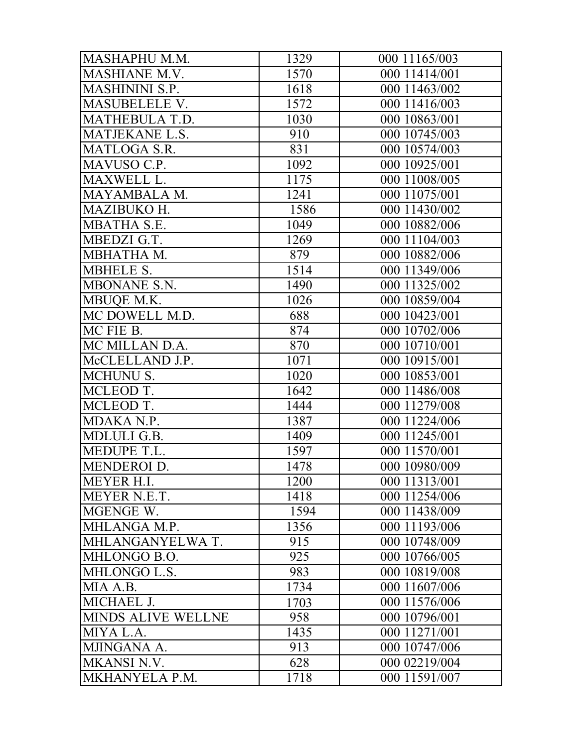| MASHAPHU M.M. | 1329 | 000 11165/003 |
|---|---|---|
| MASHIANE M.V. | 1570 | 000 11414/001 |
| MASHININI S.P. | 1618 | 000 11463/002 |
| MASUBELELE V. | 1572 | 000 11416/003 |
| MATHEBULA T.D. | 1030 | 000 10863/001 |
| MATJEKANE L.S. | 910 | 000 10745/003 |
| MATLOGA S.R. | 831 | 000 10574/003 |
| MAVUSO C.P. | 1092 | 000 10925/001 |
| MAXWELL L. | 1175 | 000 11008/005 |
| MAYAMBALA M. | 1241 | 000 11075/001 |
| MAZIBUKO H. | 1586 | 000 11430/002 |
| MBATHA S.E. | 1049 | 000 10882/006 |
| MBEDZI G.T. | 1269 | 000 11104/003 |
| MBHATHA M. | 879 | 000 10882/006 |
| MBHELE S. | 1514 | 000 11349/006 |
| MBONANE S.N. | 1490 | 000 11325/002 |
| MBUQE M.K. | 1026 | 000 10859/004 |
| MC DOWELL M.D. | 688 | 000 10423/001 |
| MC FIE B. | 874 | 000 10702/006 |
| MC MILLAN D.A. | 870 | 000 10710/001 |
| McCLELLAND J.P. | 1071 | 000 10915/001 |
| MCHUNU S. | 1020 | 000 10853/001 |
| MCLEOD T. | 1642 | 000 11486/008 |
| MCLEOD T. | 1444 | 000 11279/008 |
| MDAKA N.P. | 1387 | 000 11224/006 |
| MDLULI G.B. | 1409 | 000 11245/001 |
| MEDUPE T.L. | 1597 | 000 11570/001 |
| MENDEROI D. | 1478 | 000 10980/009 |
| MEYER H.I. | 1200 | 000 11313/001 |
| MEYER N.E.T. | 1418 | 000 11254/006 |
| MGENGE W. | 1594 | 000 11438/009 |
| MHLANGA M.P. | 1356 | 000 11193/006 |
| MHLANGANYELWA T. | 915 | 000 10748/009 |
| MHLONGO B.O. | 925 | 000 10766/005 |
| MHLONGO L.S. | 983 | 000 10819/008 |
| MIA A.B. | 1734 | 000 11607/006 |
| MICHAEL J. | 1703 | 000 11576/006 |
| MINDS ALIVE WELLNE | 958 | 000 10796/001 |
| MIYA L.A. | 1435 | 000 11271/001 |
| MJINGANA A. | 913 | 000 10747/006 |
| MKANSI N.V. | 628 | 000 02219/004 |
| MKHANYELA P.M. | 1718 | 000 11591/007 |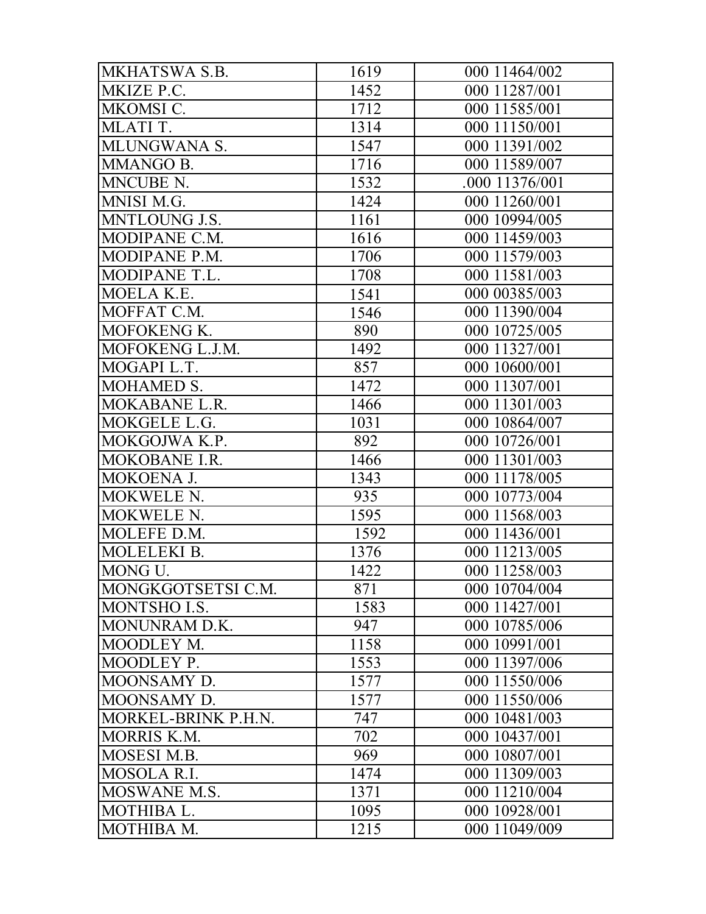| MKHATSWA S.B. | 1619 | 000 11464/002 |
|---|---|---|
| MKIZE P.C. | 1452 | 000 11287/001 |
| MKOMSI C. | 1712 | 000 11585/001 |
| MLATI T. | 1314 | 000 11150/001 |
| MLUNGWANA S. | 1547 | 000 11391/002 |
| MMANGO B. | 1716 | 000 11589/007 |
| MNCUBE N. | 1532 | .000 11376/001 |
| MNISI M.G. | 1424 | 000 11260/001 |
| MNTLOUNG J.S. | 1161 | 000 10994/005 |
| MODIPANE C.M. | 1616 | 000 11459/003 |
| MODIPANE P.M. | 1706 | 000 11579/003 |
| MODIPANE T.L. | 1708 | 000 11581/003 |
| MOELA K.E. | 1541 | 000 00385/003 |
| MOFFAT C.M. | 1546 | 000 11390/004 |
| MOFOKENG K. | 890 | 000 10725/005 |
| MOFOKENG L.J.M. | 1492 | 000 11327/001 |
| MOGAPI L.T. | 857 | 000 10600/001 |
| MOHAMED S. | 1472 | 000 11307/001 |
| MOKABANE L.R. | 1466 | 000 11301/003 |
| MOKGELE L.G. | 1031 | 000 10864/007 |
| MOKGOJWA K.P. | 892 | 000 10726/001 |
| MOKOBANE I.R. | 1466 | 000 11301/003 |
| MOKOENA J. | 1343 | 000 11178/005 |
| MOKWELE N. | 935 | 000 10773/004 |
| MOKWELE N. | 1595 | 000 11568/003 |
| MOLEFE D.M. | 1592 | 000 11436/001 |
| MOLELEKI B. | 1376 | 000 11213/005 |
| MONG U. | 1422 | 000 11258/003 |
| MONGKGOTSETSI C.M. | 871 | 000 10704/004 |
| MONTSHO I.S. | 1583 | 000 11427/001 |
| MONUNRAM D.K. | 947 | 000 10785/006 |
| MOODLEY M. | 1158 | 000 10991/001 |
| MOODLEY P. | 1553 | 000 11397/006 |
| MOONSAMY D. | 1577 | 000 11550/006 |
| MOONSAMY D. | 1577 | 000 11550/006 |
| MORKEL-BRINK P.H.N. | 747 | 000 10481/003 |
| MORRIS K.M. | 702 | 000 10437/001 |
| MOSESI M.B. | 969 | 000 10807/001 |
| MOSOLA R.I. | 1474 | 000 11309/003 |
| MOSWANE M.S. | 1371 | 000 11210/004 |
| MOTHIBA L. | 1095 | 000 10928/001 |
| MOTHIBA M. | 1215 | 000 11049/009 |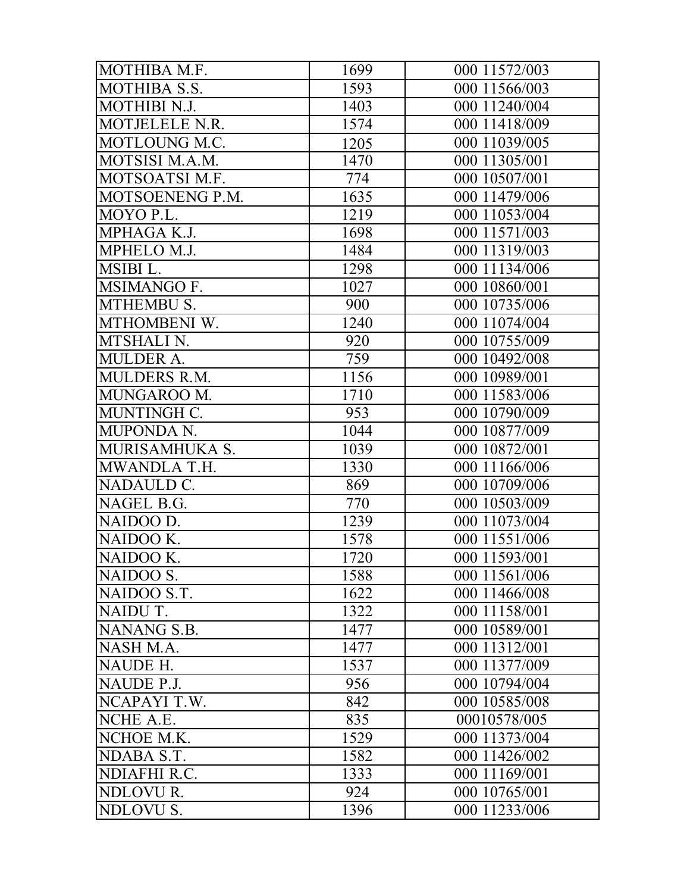| MOTHIBA M.F. | 1699 | 000 11572/003 |
|---|---|---|
| MOTHIBA S.S. | 1593 | 000 11566/003 |
| MOTHIBI N.J. | 1403 | 000 11240/004 |
| MOTJELELE N.R. | 1574 | 000 11418/009 |
| MOTLOUNG M.C. | 1205 | 000 11039/005 |
| MOTSISI M.A.M. | 1470 | 000 11305/001 |
| MOTSOATSI M.F. | 774 | 000 10507/001 |
| MOTSOENENG P.M. | 1635 | 000 11479/006 |
| MOYO P.L. | 1219 | 000 11053/004 |
| MPHAGA K.J. | 1698 | 000 11571/003 |
| MPHELO M.J. | 1484 | 000 11319/003 |
| MSIBI L. | 1298 | 000 11134/006 |
| MSIMANGO F. | 1027 | 000 10860/001 |
| MTHEMBU S. | 900 | 000 10735/006 |
| MTHOMBENI W. | 1240 | 000 11074/004 |
| MTSHALI N. | 920 | 000 10755/009 |
| MULDER A. | 759 | 000 10492/008 |
| MULDERS R.M. | 1156 | 000 10989/001 |
| MUNGAROO M. | 1710 | 000 11583/006 |
| MUNTINGH C. | 953 | 000 10790/009 |
| MUPONDA N. | 1044 | 000 10877/009 |
| MURISAMHUKA S. | 1039 | 000 10872/001 |
| MWANDLA T.H. | 1330 | 000 11166/006 |
| NADAULD C. | 869 | 000 10709/006 |
| NAGEL B.G. | 770 | 000 10503/009 |
| NAIDOO D. | 1239 | 000 11073/004 |
| NAIDOO K. | 1578 | 000 11551/006 |
| NAIDOO K. | 1720 | 000 11593/001 |
| NAIDOO S. | 1588 | 000 11561/006 |
| NAIDOO S.T. | 1622 | 000 11466/008 |
| NAIDU T. | 1322 | 000 11158/001 |
| NANANG S.B. | 1477 | 000 10589/001 |
| NASH M.A. | 1477 | 000 11312/001 |
| NAUDE H. | 1537 | 000 11377/009 |
| NAUDE P.J. | 956 | 000 10794/004 |
| NCAPAYI T.W. | 842 | 000 10585/008 |
| NCHE A.E. | 835 | 00010578/005 |
| NCHOE M.K. | 1529 | 000 11373/004 |
| NDABA S.T. | 1582 | 000 11426/002 |
| NDIAFHI R.C. | 1333 | 000 11169/001 |
| NDLOVU R. | 924 | 000 10765/001 |
| NDLOVU S. | 1396 | 000 11233/006 |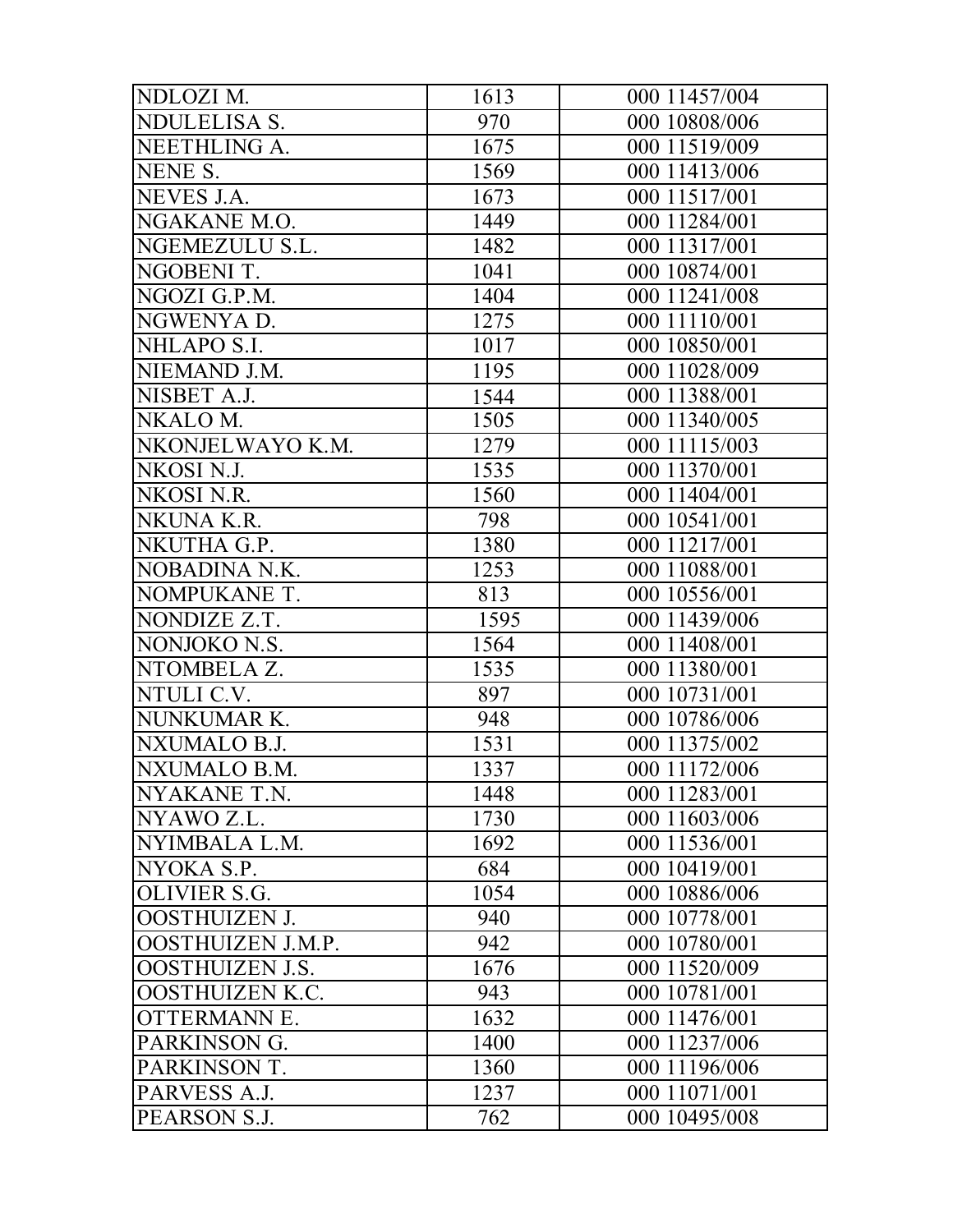| | | |
|---|---|---|
| NDLOZI M. | 1613 | 000 11457/004 |
| NDULELISA S. | 970 | 000 10808/006 |
| NEETHLING A. | 1675 | 000 11519/009 |
| NENE S. | 1569 | 000 11413/006 |
| NEVES J.A. | 1673 | 000 11517/001 |
| NGAKANE M.O. | 1449 | 000 11284/001 |
| NGEMEZULU S.L. | 1482 | 000 11317/001 |
| NGOBENI T. | 1041 | 000 10874/001 |
| NGOZI G.P.M. | 1404 | 000 11241/008 |
| NGWENYA D. | 1275 | 000 11110/001 |
| NHLAPO S.I. | 1017 | 000 10850/001 |
| NIEMAND J.M. | 1195 | 000 11028/009 |
| NISBET A.J. | 1544 | 000 11388/001 |
| NKALO M. | 1505 | 000 11340/005 |
| NKONJELWAYO K.M. | 1279 | 000 11115/003 |
| NKOSI N.J. | 1535 | 000 11370/001 |
| NKOSI N.R. | 1560 | 000 11404/001 |
| NKUNA K.R. | 798 | 000 10541/001 |
| NKUTHA G.P. | 1380 | 000 11217/001 |
| NOBADINA N.K. | 1253 | 000 11088/001 |
| NOMPUKANE T. | 813 | 000 10556/001 |
| NONDIZE Z.T. | 1595 | 000 11439/006 |
| NONJOKO N.S. | 1564 | 000 11408/001 |
| NTOMBELA Z. | 1535 | 000 11380/001 |
| NTULI C.V. | 897 | 000 10731/001 |
| NUNKUMAR K. | 948 | 000 10786/006 |
| NXUMALO B.J. | 1531 | 000 11375/002 |
| NXUMALO B.M. | 1337 | 000 11172/006 |
| NYAKANE T.N. | 1448 | 000 11283/001 |
| NYAWO Z.L. | 1730 | 000 11603/006 |
| NYIMBALA L.M. | 1692 | 000 11536/001 |
| NYOKA S.P. | 684 | 000 10419/001 |
| OLIVIER S.G. | 1054 | 000 10886/006 |
| OOSTHUIZEN J. | 940 | 000 10778/001 |
| OOSTHUIZEN J.M.P. | 942 | 000 10780/001 |
| OOSTHUIZEN J.S. | 1676 | 000 11520/009 |
| OOSTHUIZEN K.C. | 943 | 000 10781/001 |
| OTTERMANN E. | 1632 | 000 11476/001 |
| PARKINSON G. | 1400 | 000 11237/006 |
| PARKINSON T. | 1360 | 000 11196/006 |
| PARVESS A.J. | 1237 | 000 11071/001 |
| PEARSON S.J. | 762 | 000 10495/008 |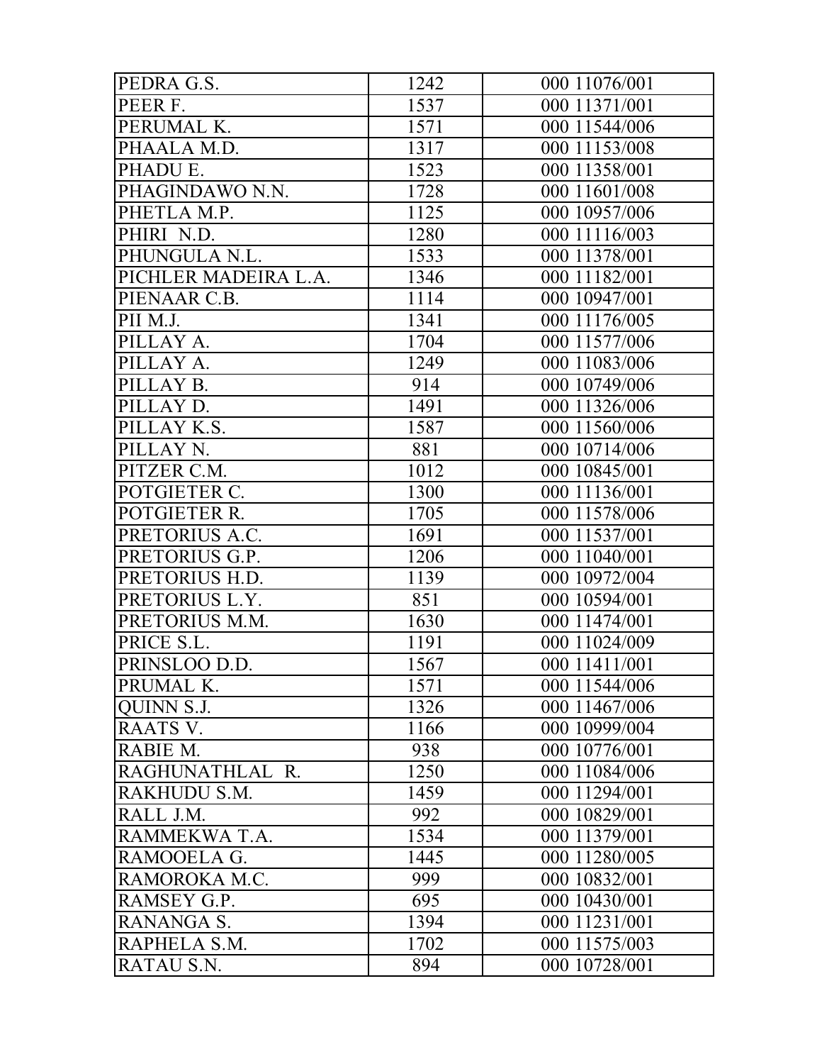| PEDRA G.S. | 1242 | 000 11076/001 |
|---|---|---|
| PEER F. | 1537 | 000 11371/001 |
| PERUMAL K. | 1571 | 000 11544/006 |
| PHAALA M.D. | 1317 | 000 11153/008 |
| PHADU E. | 1523 | 000 11358/001 |
| PHAGINDAWO N.N. | 1728 | 000 11601/008 |
| PHETLA M.P. | 1125 | 000 10957/006 |
| PHIRI N.D. | 1280 | 000 11116/003 |
| PHUNGULA N.L. | 1533 | 000 11378/001 |
| PICHLER MADEIRA L.A. | 1346 | 000 11182/001 |
| PIENAAR C.B. | 1114 | 000 10947/001 |
| PII M.J. | 1341 | 000 11176/005 |
| PILLAY A. | 1704 | 000 11577/006 |
| PILLAY A. | 1249 | 000 11083/006 |
| PILLAY B. | 914 | 000 10749/006 |
| PILLAY D. | 1491 | 000 11326/006 |
| PILLAY K.S. | 1587 | 000 11560/006 |
| PILLAY N. | 881 | 000 10714/006 |
| PITZER C.M. | 1012 | 000 10845/001 |
| POTGIETER C. | 1300 | 000 11136/001 |
| POTGIETER R. | 1705 | 000 11578/006 |
| PRETORIUS A.C. | 1691 | 000 11537/001 |
| PRETORIUS G.P. | 1206 | 000 11040/001 |
| PRETORIUS H.D. | 1139 | 000 10972/004 |
| PRETORIUS L.Y. | 851 | 000 10594/001 |
| PRETORIUS M.M. | 1630 | 000 11474/001 |
| PRICE S.L. | 1191 | 000 11024/009 |
| PRINSLOO D.D. | 1567 | 000 11411/001 |
| PRUMAL K. | 1571 | 000 11544/006 |
| QUINN S.J. | 1326 | 000 11467/006 |
| RAATS V. | 1166 | 000 10999/004 |
| RABIE M. | 938 | 000 10776/001 |
| RAGHUNATHLAL R. | 1250 | 000 11084/006 |
| RAKHUDU S.M. | 1459 | 000 11294/001 |
| RALL J.M. | 992 | 000 10829/001 |
| RAMMEKWA T.A. | 1534 | 000 11379/001 |
| RAMOOELA G. | 1445 | 000 11280/005 |
| RAMOROKA M.C. | 999 | 000 10832/001 |
| RAMSEY G.P. | 695 | 000 10430/001 |
| RANANGA S. | 1394 | 000 11231/001 |
| RAPHELA S.M. | 1702 | 000 11575/003 |
| RATAU S.N. | 894 | 000 10728/001 |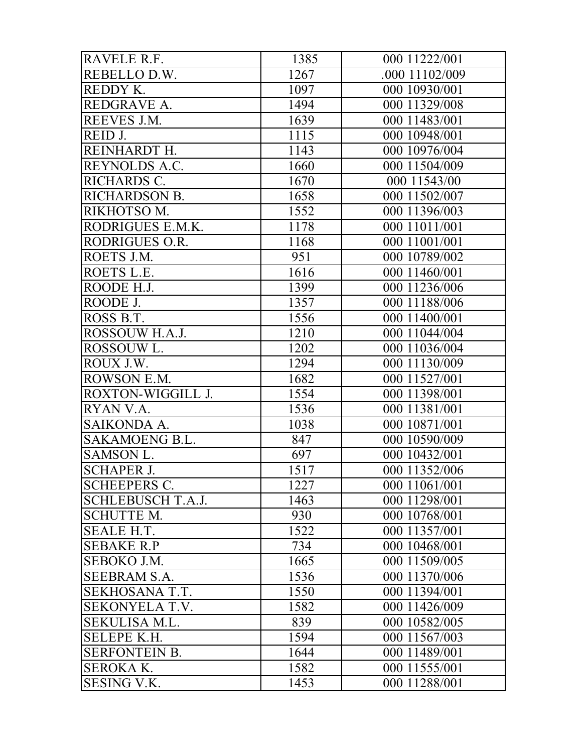| RAVELE R.F. | 1385 | 000 11222/001 |
|---|---|---|
| REBELLO D.W. | 1267 | .000 11102/009 |
| REDDY K. | 1097 | 000 10930/001 |
| REDGRAVE A. | 1494 | 000 11329/008 |
| REEVES J.M. | 1639 | 000 11483/001 |
| REID J. | 1115 | 000 10948/001 |
| REINHARDT H. | 1143 | 000 10976/004 |
| REYNOLDS A.C. | 1660 | 000 11504/009 |
| RICHARDS C. | 1670 | 000 11543/00 |
| RICHARDSON B. | 1658 | 000 11502/007 |
| RIKHOTSO M. | 1552 | 000 11396/003 |
| RODRIGUES E.M.K. | 1178 | 000 11011/001 |
| RODRIGUES O.R. | 1168 | 000 11001/001 |
| ROETS J.M. | 951 | 000 10789/002 |
| ROETS L.E. | 1616 | 000 11460/001 |
| ROODE H.J. | 1399 | 000 11236/006 |
| ROODE J. | 1357 | 000 11188/006 |
| ROSS B.T. | 1556 | 000 11400/001 |
| ROSSOUW H.A.J. | 1210 | 000 11044/004 |
| ROSSOUW L. | 1202 | 000 11036/004 |
| ROUX J.W. | 1294 | 000 11130/009 |
| ROWSON E.M. | 1682 | 000 11527/001 |
| ROXTON-WIGGILL J. | 1554 | 000 11398/001 |
| RYAN V.A. | 1536 | 000 11381/001 |
| SAIKONDA A. | 1038 | 000 10871/001 |
| SAKAMOENG B.L. | 847 | 000 10590/009 |
| SAMSON L. | 697 | 000 10432/001 |
| SCHAPER J. | 1517 | 000 11352/006 |
| SCHEEPERS C. | 1227 | 000 11061/001 |
| SCHLEBUSCH T.A.J. | 1463 | 000 11298/001 |
| SCHUTTE M. | 930 | 000 10768/001 |
| SEALE H.T. | 1522 | 000 11357/001 |
| SEBAKE R.P | 734 | 000 10468/001 |
| SEBOKO J.M. | 1665 | 000 11509/005 |
| SEEBRAM S.A. | 1536 | 000 11370/006 |
| SEKHOSANA T.T. | 1550 | 000 11394/001 |
| SEKONYELA T.V. | 1582 | 000 11426/009 |
| SEKULISA M.L. | 839 | 000 10582/005 |
| SELEPE K.H. | 1594 | 000 11567/003 |
| SERFONTEIN B. | 1644 | 000 11489/001 |
| SEROKA K. | 1582 | 000 11555/001 |
| SESING V.K. | 1453 | 000 11288/001 |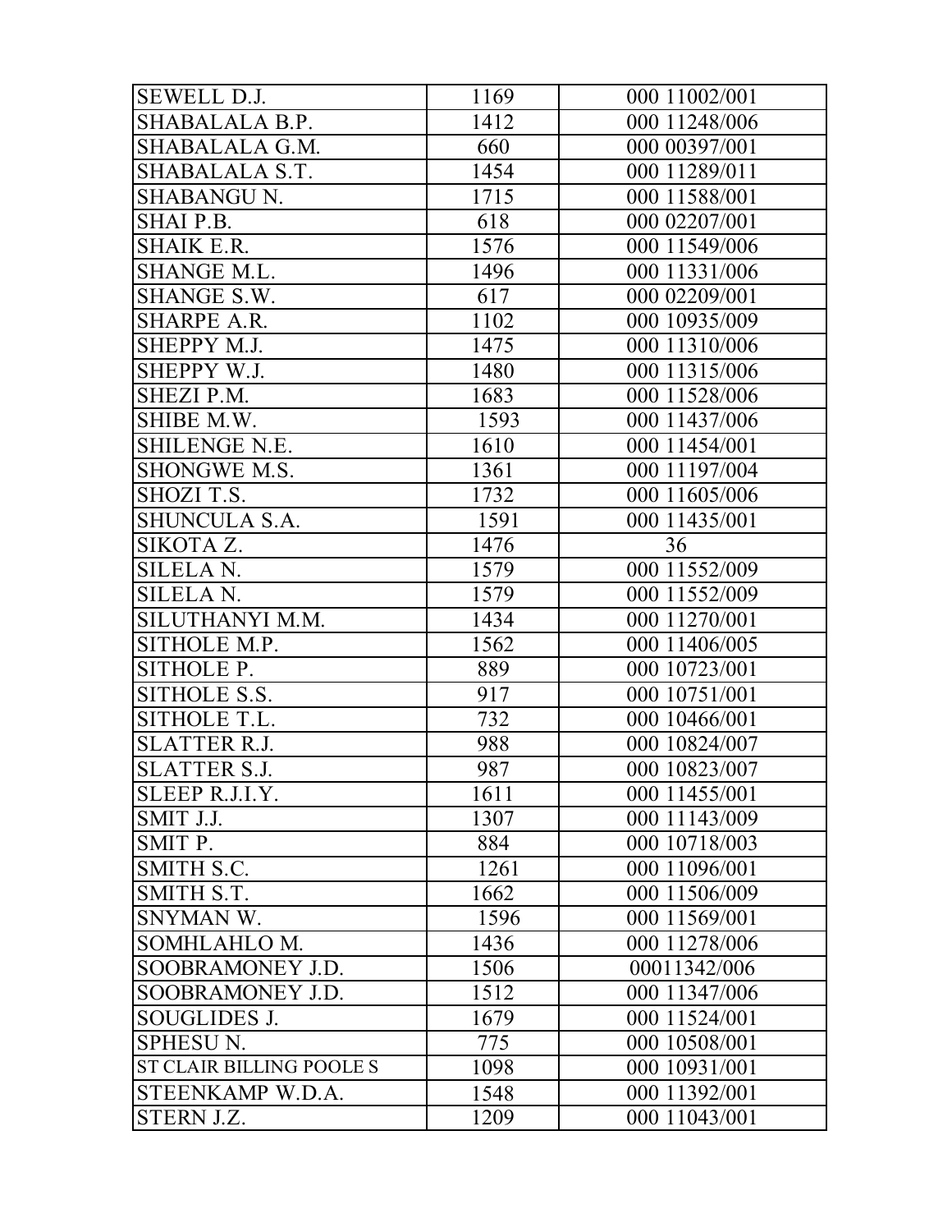| SEWELL D.J. | 1169 | 000 11002/001 |
|---|---|---|
| SHABALALA B.P. | 1412 | 000 11248/006 |
| SHABALALA G.M. | 660 | 000 00397/001 |
| SHABALALA S.T. | 1454 | 000 11289/011 |
| SHABANGU N. | 1715 | 000 11588/001 |
| SHAI P.B. | 618 | 000 02207/001 |
| SHAIK E.R. | 1576 | 000 11549/006 |
| SHANGE M.L. | 1496 | 000 11331/006 |
| SHANGE S.W. | 617 | 000 02209/001 |
| SHARPE A.R. | 1102 | 000 10935/009 |
| SHEPPY M.J. | 1475 | 000 11310/006 |
| SHEPPY W.J. | 1480 | 000 11315/006 |
| SHEZI P.M. | 1683 | 000 11528/006 |
| SHIBE M.W. | 1593 | 000 11437/006 |
| SHILENGE N.E. | 1610 | 000 11454/001 |
| SHONGWE M.S. | 1361 | 000 11197/004 |
| SHOZI T.S. | 1732 | 000 11605/006 |
| SHUNCULA S.A. | 1591 | 000 11435/001 |
| SIKOTA Z. | 1476 | 36 |
| SILELA N. | 1579 | 000 11552/009 |
| SILELA N. | 1579 | 000 11552/009 |
| SILUTHANYI M.M. | 1434 | 000 11270/001 |
| SITHOLE M.P. | 1562 | 000 11406/005 |
| SITHOLE P. | 889 | 000 10723/001 |
| SITHOLE S.S. | 917 | 000 10751/001 |
| SITHOLE T.L. | 732 | 000 10466/001 |
| SLATTER R.J. | 988 | 000 10824/007 |
| SLATTER S.J. | 987 | 000 10823/007 |
| SLEEP R.J.I.Y. | 1611 | 000 11455/001 |
| SMIT J.J. | 1307 | 000 11143/009 |
| SMIT P. | 884 | 000 10718/003 |
| SMITH S.C. | 1261 | 000 11096/001 |
| SMITH S.T. | 1662 | 000 11506/009 |
| SNYMAN W. | 1596 | 000 11569/001 |
| SOMHLAHLO M. | 1436 | 000 11278/006 |
| SOOBRAMONEY J.D. | 1506 | 00011342/006 |
| SOOBRAMONEY J.D. | 1512 | 000 11347/006 |
| SOUGLIDES J. | 1679 | 000 11524/001 |
| SPHESU N. | 775 | 000 10508/001 |
| ST CLAIR BILLING POOLE S | 1098 | 000 10931/001 |
| STEENKAMP W.D.A. | 1548 | 000 11392/001 |
| STERN J.Z. | 1209 | 000 11043/001 |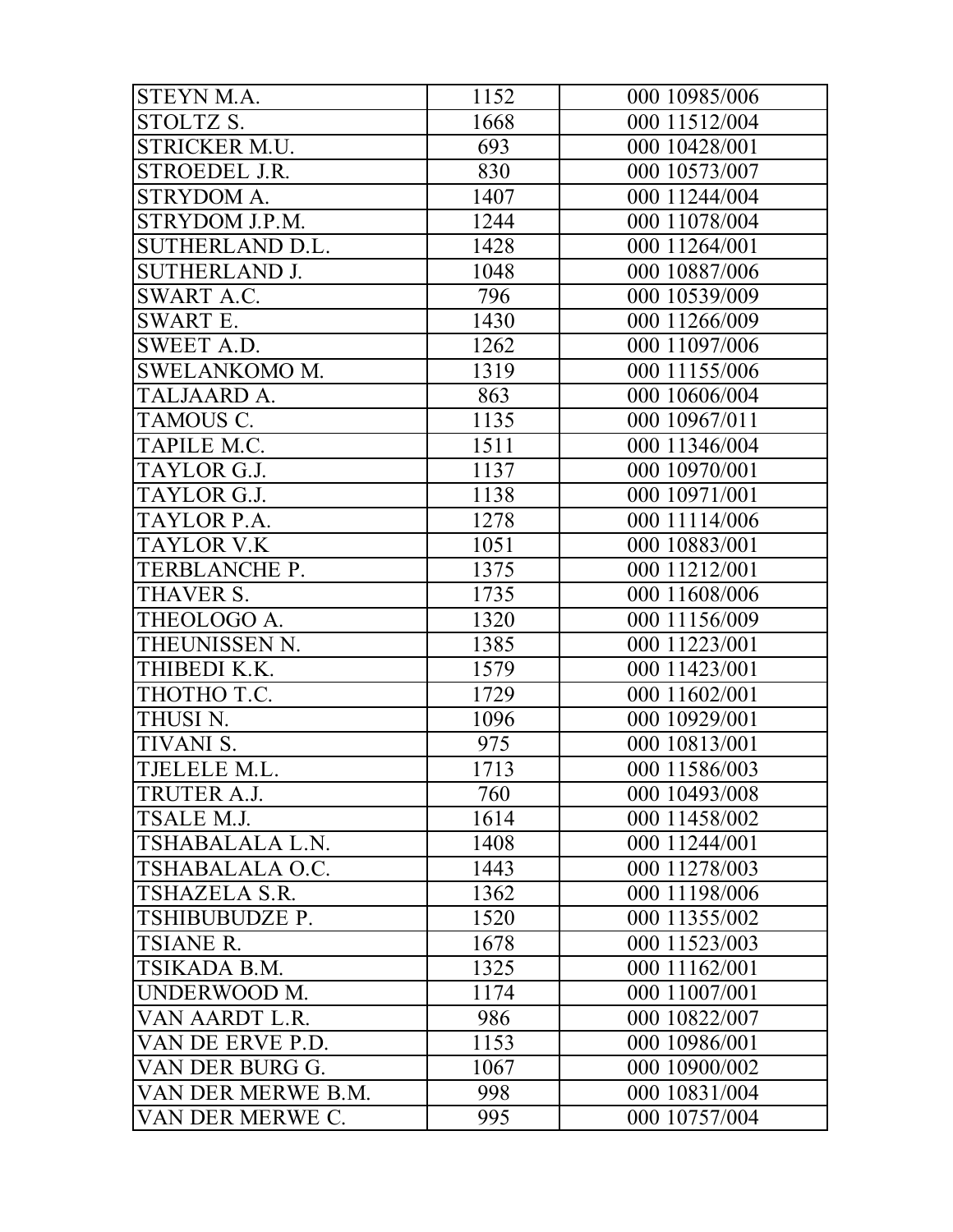| STEYN M.A. | 1152 | 000 10985/006 |
|---|---|---|
| STOLTZ S. | 1668 | 000 11512/004 |
| STRICKER M.U. | 693 | 000 10428/001 |
| STROEDEL J.R. | 830 | 000 10573/007 |
| STRYDOM A. | 1407 | 000 11244/004 |
| STRYDOM J.P.M. | 1244 | 000 11078/004 |
| SUTHERLAND D.L. | 1428 | 000 11264/001 |
| SUTHERLAND J. | 1048 | 000 10887/006 |
| SWART A.C. | 796 | 000 10539/009 |
| SWART E. | 1430 | 000 11266/009 |
| SWEET A.D. | 1262 | 000 11097/006 |
| SWELANKOMO M. | 1319 | 000 11155/006 |
| TALJAARD A. | 863 | 000 10606/004 |
| TAMOUS C. | 1135 | 000 10967/011 |
| TAPILE M.C. | 1511 | 000 11346/004 |
| TAYLOR G.J. | 1137 | 000 10970/001 |
| TAYLOR G.J. | 1138 | 000 10971/001 |
| TAYLOR P.A. | 1278 | 000 11114/006 |
| TAYLOR V.K | 1051 | 000 10883/001 |
| TERBLANCHE P. | 1375 | 000 11212/001 |
| THAVER S. | 1735 | 000 11608/006 |
| THEOLOGO A. | 1320 | 000 11156/009 |
| THEUNISSEN N. | 1385 | 000 11223/001 |
| THIBEDI K.K. | 1579 | 000 11423/001 |
| THOTHO T.C. | 1729 | 000 11602/001 |
| THUSI N. | 1096 | 000 10929/001 |
| TIVANI S. | 975 | 000 10813/001 |
| TJELELE M.L. | 1713 | 000 11586/003 |
| TRUTER A.J. | 760 | 000 10493/008 |
| TSALE M.J. | 1614 | 000 11458/002 |
| TSHABALALA L.N. | 1408 | 000 11244/001 |
| TSHABALALA O.C. | 1443 | 000 11278/003 |
| TSHAZELA S.R. | 1362 | 000 11198/006 |
| TSHIBUBUDZE P. | 1520 | 000 11355/002 |
| TSIANE R. | 1678 | 000 11523/003 |
| TSIKADA B.M. | 1325 | 000 11162/001 |
| UNDERWOOD M. | 1174 | 000 11007/001 |
| VAN AARDT L.R. | 986 | 000 10822/007 |
| VAN DE ERVE P.D. | 1153 | 000 10986/001 |
| VAN DER BURG G. | 1067 | 000 10900/002 |
| VAN DER MERWE B.M. | 998 | 000 10831/004 |
| VAN DER MERWE C. | 995 | 000 10757/004 |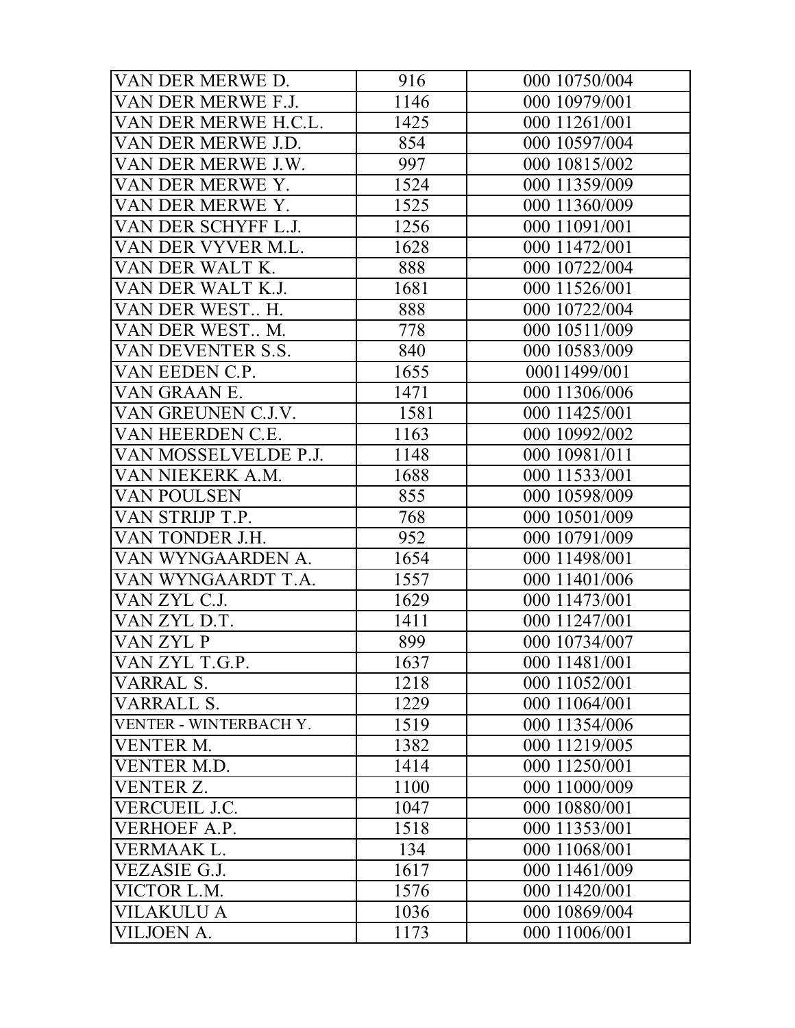| | | |
|---|---|---|
| VAN DER MERWE D. | 916 | 000 10750/004 |
| VAN DER MERWE F.J. | 1146 | 000 10979/001 |
| VAN DER MERWE H.C.L. | 1425 | 000 11261/001 |
| VAN DER MERWE J.D. | 854 | 000 10597/004 |
| VAN DER MERWE J.W. | 997 | 000 10815/002 |
| VAN DER MERWE Y. | 1524 | 000 11359/009 |
| VAN DER MERWE Y. | 1525 | 000 11360/009 |
| VAN DER SCHYFF L.J. | 1256 | 000 11091/001 |
| VAN DER VYVER M.L. | 1628 | 000 11472/001 |
| VAN DER WALT K. | 888 | 000 10722/004 |
| VAN DER WALT K.J. | 1681 | 000 11526/001 |
| VAN DER WEST.. H. | 888 | 000 10722/004 |
| VAN DER WEST.. M. | 778 | 000 10511/009 |
| VAN DEVENTER S.S. | 840 | 000 10583/009 |
| VAN EEDEN C.P. | 1655 | 00011499/001 |
| VAN GRAAN E. | 1471 | 000 11306/006 |
| VAN GREUNEN C.J.V. | 1581 | 000 11425/001 |
| VAN HEERDEN C.E. | 1163 | 000 10992/002 |
| VAN MOSSELVELDE P.J. | 1148 | 000 10981/011 |
| VAN NIEKERK A.M. | 1688 | 000 11533/001 |
| VAN POULSEN | 855 | 000 10598/009 |
| VAN STRIJP T.P. | 768 | 000 10501/009 |
| VAN TONDER J.H. | 952 | 000 10791/009 |
| VAN WYNGAARDEN A. | 1654 | 000 11498/001 |
| VAN WYNGAARDT T.A. | 1557 | 000 11401/006 |
| VAN ZYL C.J. | 1629 | 000 11473/001 |
| VAN ZYL D.T. | 1411 | 000 11247/001 |
| VAN ZYL P | 899 | 000 10734/007 |
| VAN ZYL T.G.P. | 1637 | 000 11481/001 |
| VARRAL S. | 1218 | 000 11052/001 |
| VARRALL S. | 1229 | 000 11064/001 |
| VENTER - WINTERBACH Y. | 1519 | 000 11354/006 |
| VENTER M. | 1382 | 000 11219/005 |
| VENTER M.D. | 1414 | 000 11250/001 |
| VENTER Z. | 1100 | 000 11000/009 |
| VERCUEIL J.C. | 1047 | 000 10880/001 |
| VERHOEF A.P. | 1518 | 000 11353/001 |
| VERMAAK L. | 134 | 000 11068/001 |
| VEZASIE G.J. | 1617 | 000 11461/009 |
| VICTOR L.M. | 1576 | 000 11420/001 |
| VILAKULU A | 1036 | 000 10869/004 |
| VILJOEN A. | 1173 | 000 11006/001 |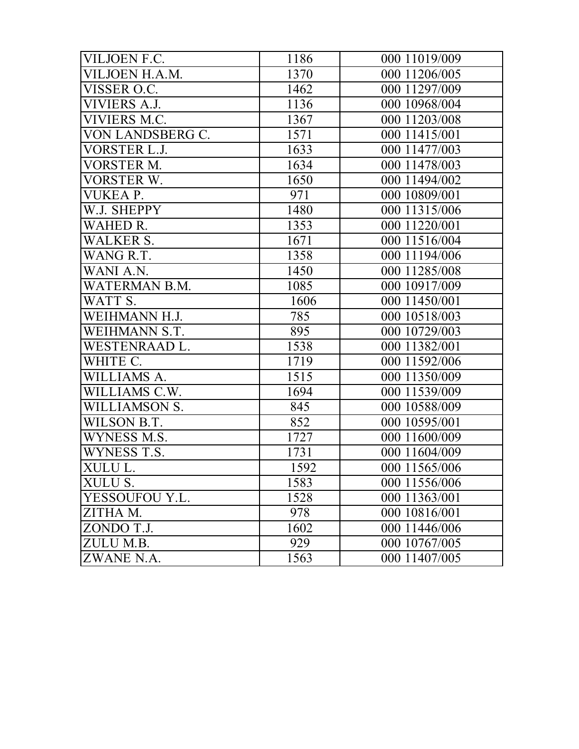| | | |
|---|---|---|
| VILJOEN F.C. | 1186 | 000 11019/009 |
| VILJOEN H.A.M. | 1370 | 000 11206/005 |
| VISSER O.C. | 1462 | 000 11297/009 |
| VIVIERS A.J. | 1136 | 000 10968/004 |
| VIVIERS M.C. | 1367 | 000 11203/008 |
| VON LANDSBERG C. | 1571 | 000 11415/001 |
| VORSTER L.J. | 1633 | 000 11477/003 |
| VORSTER M. | 1634 | 000 11478/003 |
| VORSTER W. | 1650 | 000 11494/002 |
| VUKEA P. | 971 | 000 10809/001 |
| W.J. SHEPPY | 1480 | 000 11315/006 |
| WAHED R. | 1353 | 000 11220/001 |
| WALKER S. | 1671 | 000 11516/004 |
| WANG R.T. | 1358 | 000 11194/006 |
| WANI A.N. | 1450 | 000 11285/008 |
| WATERMAN B.M. | 1085 | 000 10917/009 |
| WATT S. | 1606 | 000 11450/001 |
| WEIHMANN H.J. | 785 | 000 10518/003 |
| WEIHMANN S.T. | 895 | 000 10729/003 |
| WESTENRAAD L. | 1538 | 000 11382/001 |
| WHITE C. | 1719 | 000 11592/006 |
| WILLIAMS A. | 1515 | 000 11350/009 |
| WILLIAMS C.W. | 1694 | 000 11539/009 |
| WILLIAMSON S. | 845 | 000 10588/009 |
| WILSON B.T. | 852 | 000 10595/001 |
| WYNESS M.S. | 1727 | 000 11600/009 |
| WYNESS T.S. | 1731 | 000 11604/009 |
| XULU L. | 1592 | 000 11565/006 |
| XULU S. | 1583 | 000 11556/006 |
| YESSOUFOU Y.L. | 1528 | 000 11363/001 |
| ZITHA M. | 978 | 000 10816/001 |
| ZONDO T.J. | 1602 | 000 11446/006 |
| ZULU M.B. | 929 | 000 10767/005 |
| ZWANE N.A. | 1563 | 000 11407/005 |